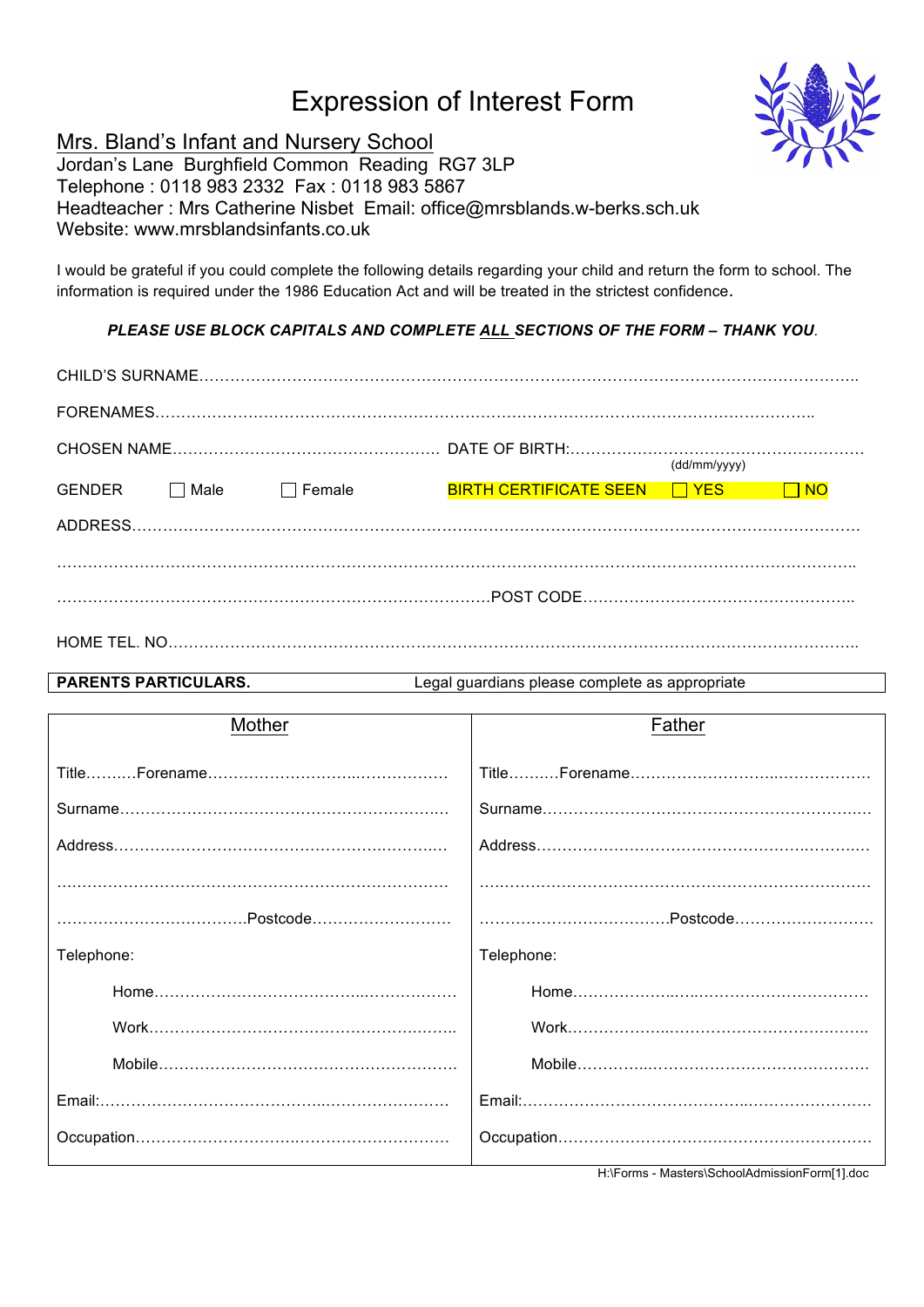# Expression of Interest Form

Mrs. Bland's Infant and Nursery School
Jordan's Lane Burghfield Common Reading RG7 3LP
Telephone : 0118 983 2332 Fax : 0118 983 5867
Headteacher : Mrs Catherine Nisbet Email: office@mrsblands.w-berks.sch.uk
Website: www.mrsblandsinfants.co.uk

I would be grateful if you could complete the following details regarding your child and return the form to school. The information is required under the 1986 Education Act and will be treated in the strictest confidence.

***PLEASE USE BLOCK CAPITALS AND COMPLETE ALL SECTIONS OF THE FORM – THANK YOU.***

CHILD'S SURNAME…………………………………………………………………………………………………………..

FORENAMES……………………………………………………………………………………………………………..

CHOSEN NAME…………………………………………… DATE OF BIRTH:…………………………………………………
(dd/mm/yyyy)

GENDER ☐ Male ☐ Female BIRTH CERTIFICATE SEEN ☐ YES ☐ NO

ADDRESS……………………………………………………………………………………………………………………

……………………………………………………………………………………………………………………………..

……………………………………………………………………………POST CODE……………………………………………..

HOME TEL. NO……………………………………………………………………………………………………………..

**PARENTS PARTICULARS.** Legal guardians please complete as appropriate

| Mother | Father |
|---|---|
| Title……….Forename………………………………………… | Title……….Forename………………………………………… |
| Surname………………………………………………………… | Surname………………………………………………………… |
| Address………………………………………………………… | Address………………………………………………………… |
| ……………………………………………………………………… | ……………………………………………………………………… |
| ………………………………Postcode……………………… | ………………………………Postcode……………………… |
| Telephone: | Telephone: |
| Home…………………………………………………… | Home…………………………………………………… |
| Work…………………………………………………… | Work…………………………………………………… |
| Mobile…………………………………………………… | Mobile…………………………………………………… |
| Email:…………………………………………………………… | Email:…………………………………………………………… |
| Occupation……………………………………………………… | Occupation……………………………………………………… |

H:\Forms - Masters\SchoolAdmissionForm[1].doc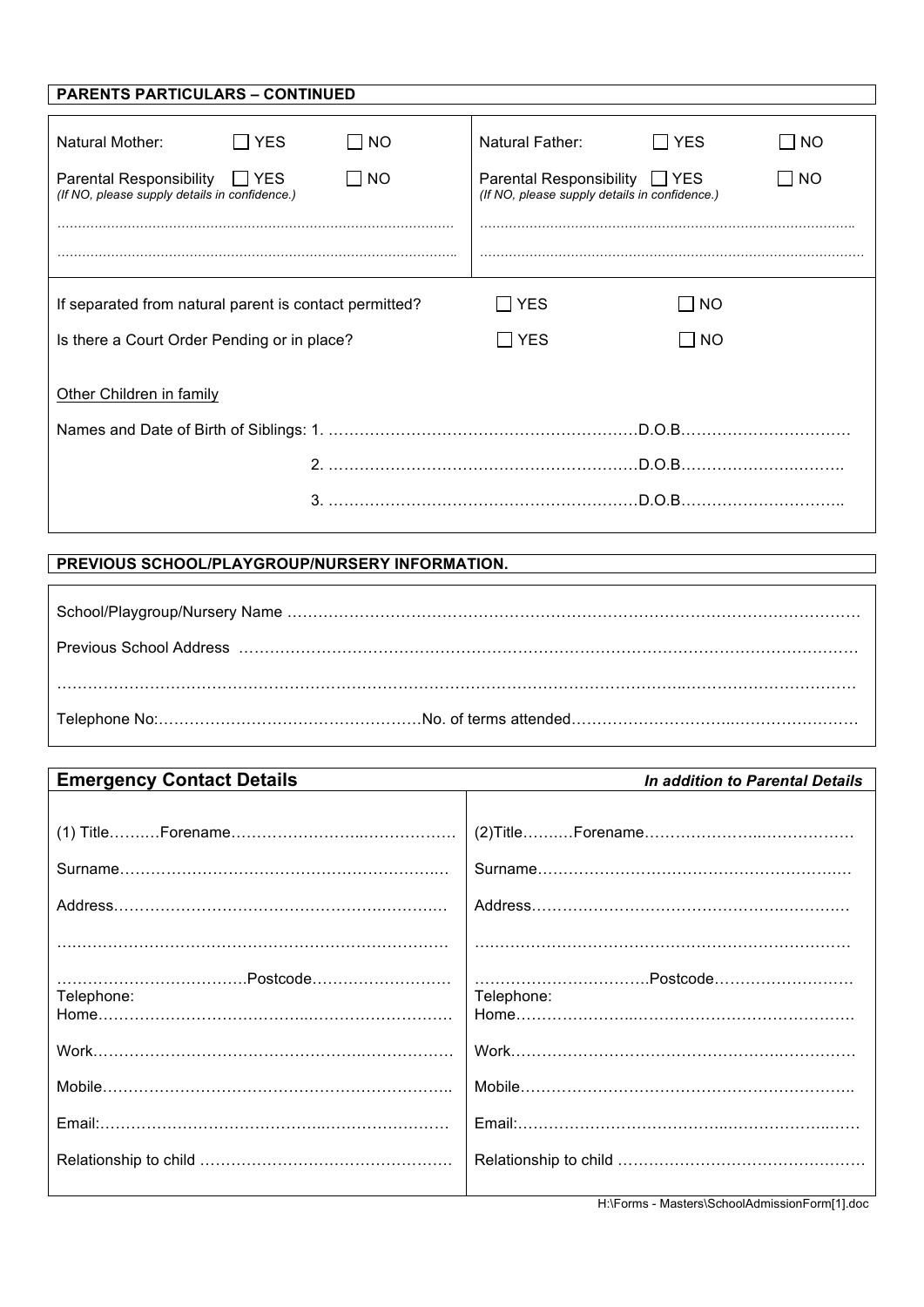## PARENTS PARTICULARS – CONTINUED

| | | |
|---|---|---|
| Natural Mother: | ☐ YES | ☐ NO |
| Parental Responsibility *(If NO, please supply details in confidence.)* | ☐ YES | ☐ NO |

…………………………………………………………………………………

…………………………………………………………………………………

| | | |
|---|---|---|
| Natural Father: | ☐ YES | ☐ NO |
| Parental Responsibility *(If NO, please supply details in confidence.)* | ☐ YES | ☐ NO |

…………………………………………………………………………………

…………………………………………………………………………………

| | | |
|---|---|---|
| If separated from natural parent is contact permitted? | ☐ YES | ☐ NO |
| Is there a Court Order Pending or in place? | ☐ YES | ☐ NO |

Other Children in family

Names and Date of Birth of Siblings: 1. ……………………………………………………D.O.B……………………………

2. ……………………………………………………D.O.B……………………………

3. ……………………………………………………D.O.B……………………………

## PREVIOUS SCHOOL/PLAYGROUP/NURSERY INFORMATION.

School/Playgroup/Nursery Name ………………………………………………………………………………………………

Previous School Address ………………………………………………………………………………………………

………………………………………………………………………………………………………………………………

Telephone No:……………………………………………No. of terms attended………………………………………………

## Emergency Contact Details

*In addition to Parental Details*

(1) Title……….Forename……………………………………

Surname……………………………………………………

Address……………………………………………………

……………………………………………………………

………………………………Postcode………………………

Telephone:
Home……………………………………………………

Work……………………………………………………

Mobile……………………………………………………

Email:……………………………………………………

Relationship to child ……………………………………

(2)Title……….Forename……………………………………

Surname……………………………………………………

Address……………………………………………………

……………………………………………………………

……………………………Postcode………………………

Telephone:
Home……………………………………………………

Work……………………………………………………

Mobile……………………………………………………

Email:……………………………………………………

Relationship to child ……………………………………

H:\Forms - Masters\SchoolAdmissionForm[1].doc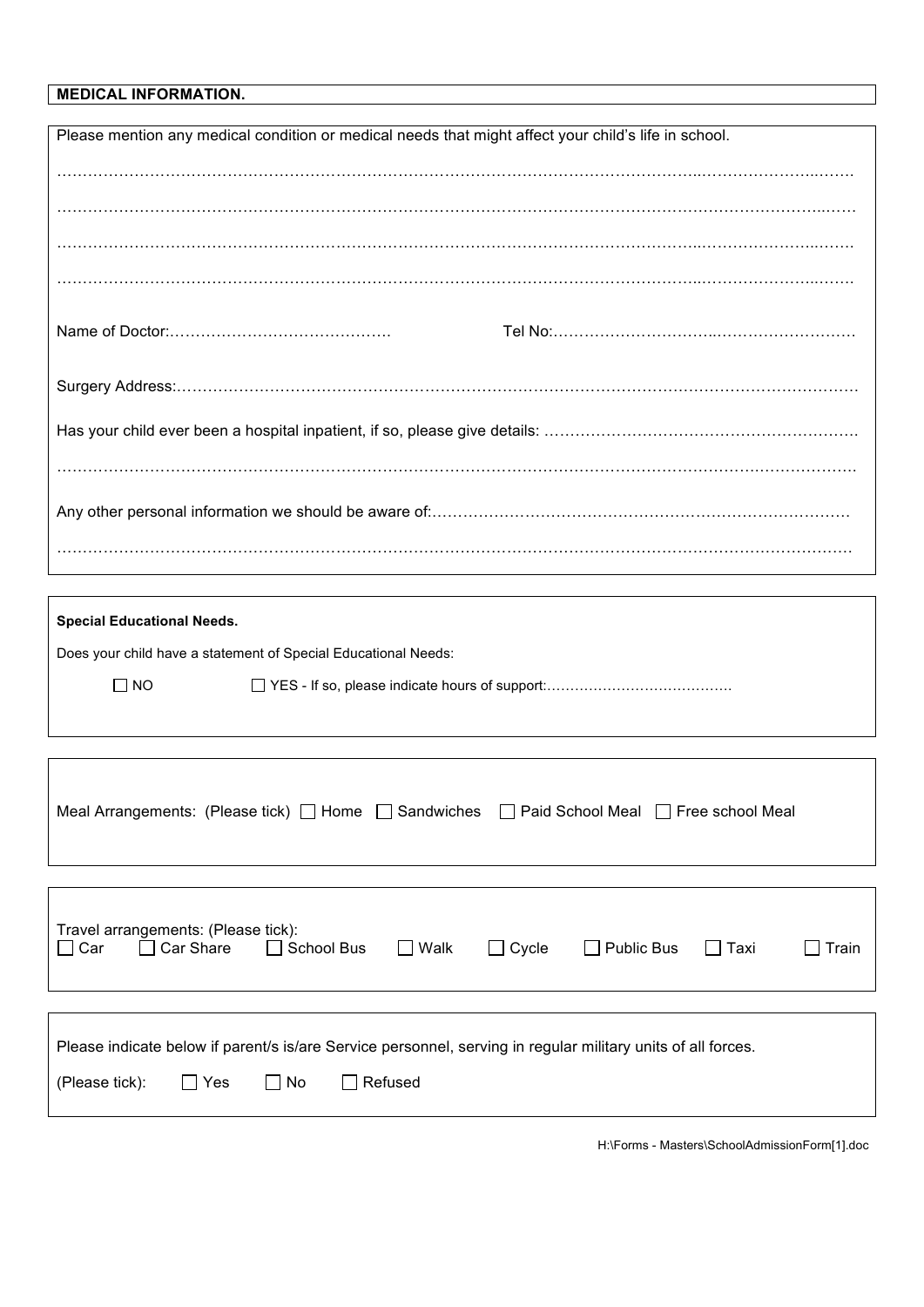**MEDICAL INFORMATION.**

Please mention any medical condition or medical needs that might affect your child's life in school.

……………………………………………………………………………………………………………………………

……………………………………………………………………………………………………………………………

……………………………………………………………………………………………………………………………

……………………………………………………………………………………………………………………………

Name of Doctor:…………………………………… Tel No:……………………………………………………

Surgery Address:……………………………………………………………………………………………………………

Has your child ever been a hospital inpatient, if so, please give details: ……………………………………………………

……………………………………………………………………………………………………………………………

Any other personal information we should be aware of:………………………………………………………………………

……………………………………………………………………………………………………………………………

**Special Educational Needs.**

Does your child have a statement of Special Educational Needs:

☐ NO ☐ YES - If so, please indicate hours of support:…………………………………

Meal Arrangements: (Please tick) ☐ Home ☐ Sandwiches ☐ Paid School Meal ☐ Free school Meal

Travel arrangements: (Please tick):
☐ Car ☐ Car Share ☐ School Bus ☐ Walk ☐ Cycle ☐ Public Bus ☐ Taxi ☐ Train

Please indicate below if parent/s is/are Service personnel, serving in regular military units of all forces.

(Please tick): ☐ Yes ☐ No ☐ Refused

H:\Forms - Masters\SchoolAdmissionForm[1].doc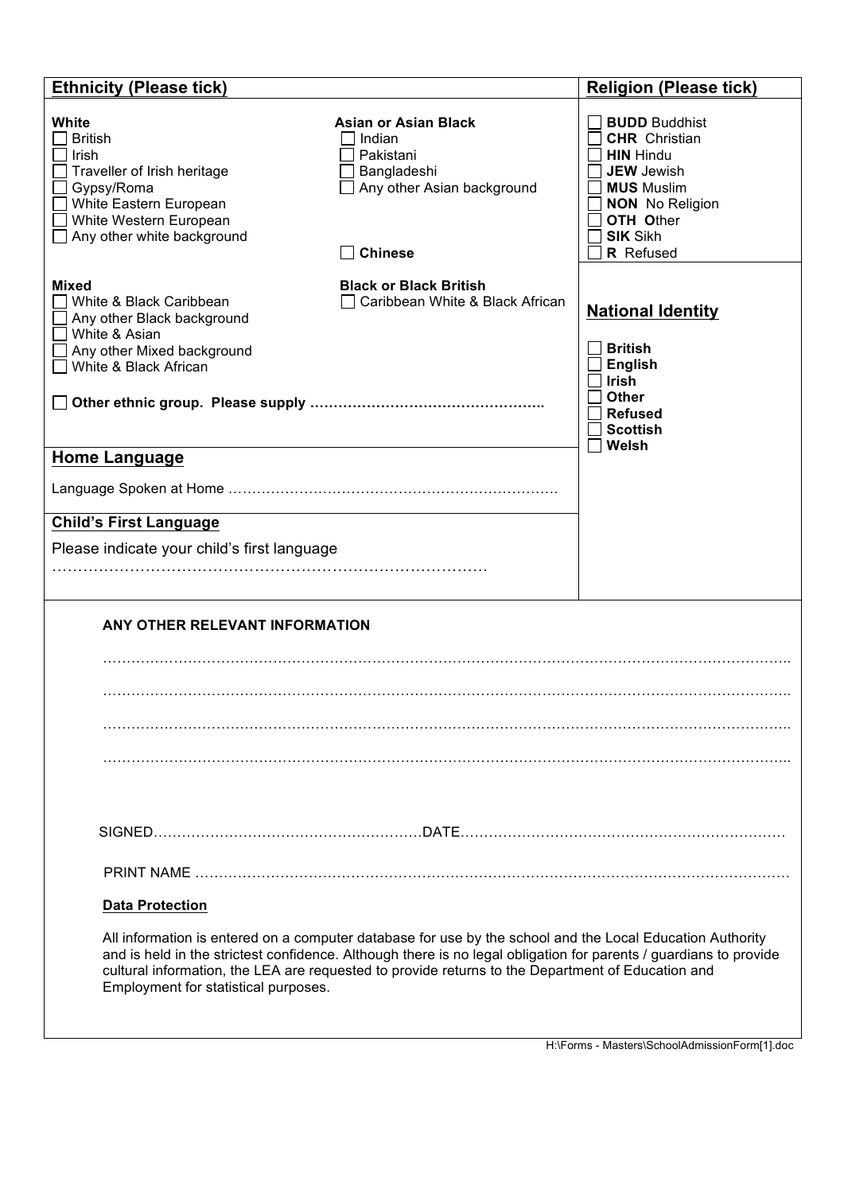**Ethnicity (Please tick)**

**White**
- ☐ British
- ☐ Irish
- ☐ Traveller of Irish heritage
- ☐ Gypsy/Roma
- ☐ White Eastern European
- ☐ White Western European
- ☐ Any other white background

**Asian or Asian Black**
- ☐ Indian
- ☐ Pakistani
- ☐ Bangladeshi
- ☐ Any other Asian background

☐ **Chinese**

**Mixed**
- ☐ White & Black Caribbean
- ☐ Any other Black background
- ☐ White & Asian
- ☐ Any other Mixed background
- ☐ White & Black African

**Black or Black British**
- ☐ Caribbean White & Black African

☐ **Other ethnic group. Please supply …………………………………………..**

**Religion (Please tick)**

- ☐ **BUDD** Buddhist
- ☐ **CHR** Christian
- ☐ **HIN** Hindu
- ☐ **JEW** Jewish
- ☐ **MUS** Muslim
- ☐ **NON** No Religion
- ☐ **OTH** **O**ther
- ☐ **SIK** Sikh
- ☐ **R** Refused

**National Identity**

- ☐ **British**
- ☐ **English**
- ☐ **Irish**
- ☐ **Other**
- ☐ **Refused**
- ☐ **Scottish**
- ☐ **Welsh**

**Home Language**

Language Spoken at Home ………………………………………………………….

**Child's First Language**

Please indicate your child's first language

…………………………………………………………………………

**ANY OTHER RELEVANT INFORMATION**

……………………………………………………………………………………………………………………

……………………………………………………………………………………………………………………

……………………………………………………………………………………………………………………

……………………………………………………………………………………………………………………

SIGNED……………………………………………….DATE…………………………………………………

PRINT NAME ……………………………………………………………………………………………………

**Data Protection**

All information is entered on a computer database for use by the school and the Local Education Authority and is held in the strictest confidence. Although there is no legal obligation for parents / guardians to provide cultural information, the LEA are requested to provide returns to the Department of Education and Employment for statistical purposes.

H:\Forms - Masters\SchoolAdmissionForm[1].doc